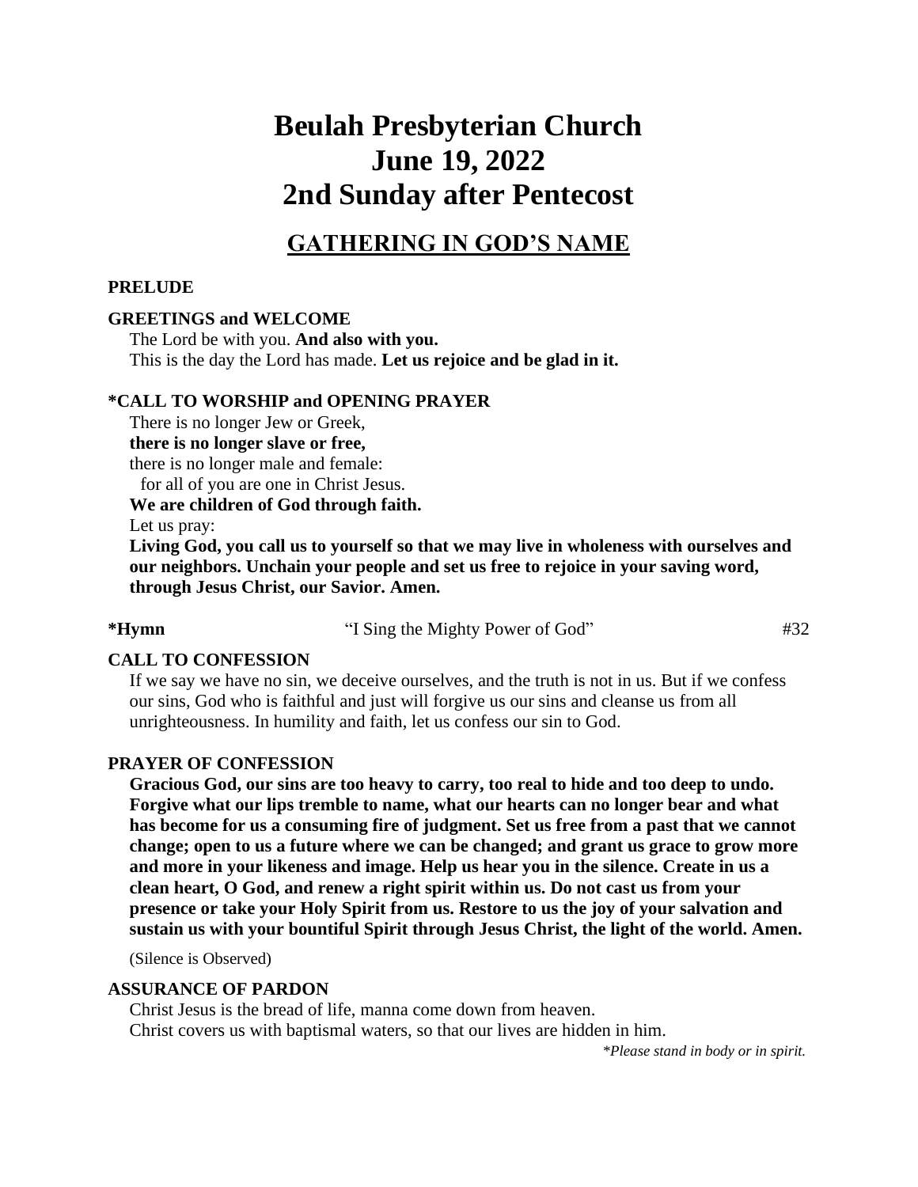# Beulah Presbyterian Church
# June 19, 2022
# 2nd Sunday after Pentecost

## GATHERING IN GOD'S NAME

**PRELUDE**

**GREETINGS and WELCOME**

The Lord be with you. **And also with you.**
This is the day the Lord has made. **Let us rejoice and be glad in it.**

**\*CALL TO WORSHIP and OPENING PRAYER**

There is no longer Jew or Greek,
**there is no longer slave or free,**
there is no longer male and female:
for all of you are one in Christ Jesus.
**We are children of God through faith.**
Let us pray:
**Living God, you call us to yourself so that we may live in wholeness with ourselves and our neighbors. Unchain your people and set us free to rejoice in your saving word, through Jesus Christ, our Savior. Amen.**

**\*Hymn** "I Sing the Mighty Power of God" #32

**CALL TO CONFESSION**

If we say we have no sin, we deceive ourselves, and the truth is not in us. But if we confess our sins, God who is faithful and just will forgive us our sins and cleanse us from all unrighteousness. In humility and faith, let us confess our sin to God.

**PRAYER OF CONFESSION**

**Gracious God, our sins are too heavy to carry, too real to hide and too deep to undo. Forgive what our lips tremble to name, what our hearts can no longer bear and what has become for us a consuming fire of judgment. Set us free from a past that we cannot change; open to us a future where we can be changed; and grant us grace to grow more and more in your likeness and image. Help us hear you in the silence. Create in us a clean heart, O God, and renew a right spirit within us. Do not cast us from your presence or take your Holy Spirit from us. Restore to us the joy of your salvation and sustain us with your bountiful Spirit through Jesus Christ, the light of the world. Amen.**

(Silence is Observed)

**ASSURANCE OF PARDON**

Christ Jesus is the bread of life, manna come down from heaven.
Christ covers us with baptismal waters, so that our lives are hidden in him.

*\*Please stand in body or in spirit.*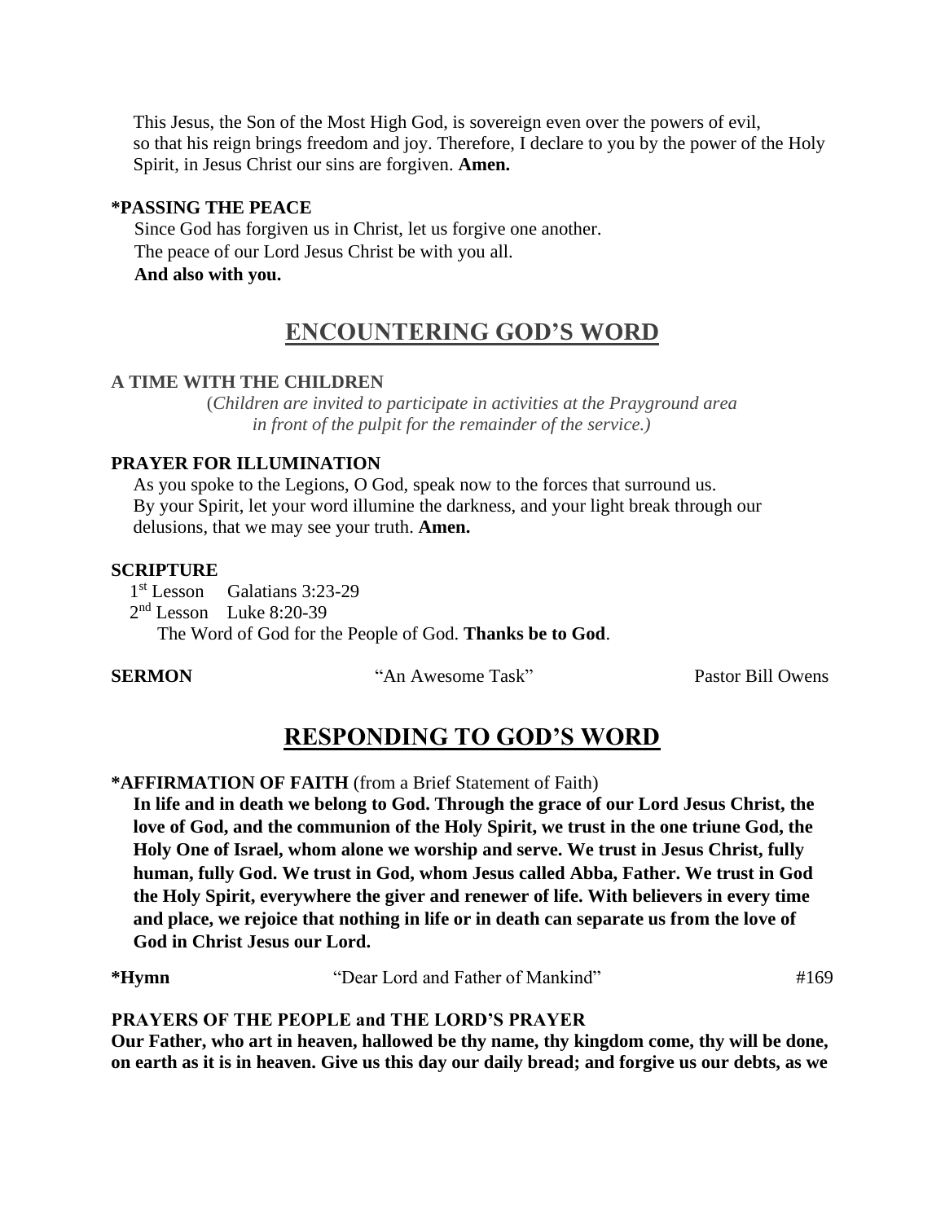This Jesus, the Son of the Most High God, is sovereign even over the powers of evil, so that his reign brings freedom and joy. Therefore, I declare to you by the power of the Holy Spirit, in Jesus Christ our sins are forgiven. **Amen.**

**\*PASSING THE PEACE**

Since God has forgiven us in Christ, let us forgive one another.
The peace of our Lord Jesus Christ be with you all.
**And also with you.**

## ENCOUNTERING GOD'S WORD

**A TIME WITH THE CHILDREN**

(*Children are invited to participate in activities at the Prayground area in front of the pulpit for the remainder of the service.)*

**PRAYER FOR ILLUMINATION**

As you spoke to the Legions, O God, speak now to the forces that surround us. By your Spirit, let your word illumine the darkness, and your light break through our delusions, that we may see your truth. **Amen.**

**SCRIPTURE**

1st Lesson Galatians 3:23-29
2nd Lesson Luke 8:20-39
The Word of God for the People of God. **Thanks be to God**.

**SERMON** "An Awesome Task" Pastor Bill Owens

## RESPONDING TO GOD'S WORD

**\*AFFIRMATION OF FAITH** (from a Brief Statement of Faith)

**In life and in death we belong to God. Through the grace of our Lord Jesus Christ, the love of God, and the communion of the Holy Spirit, we trust in the one triune God, the Holy One of Israel, whom alone we worship and serve. We trust in Jesus Christ, fully human, fully God. We trust in God, whom Jesus called Abba, Father. We trust in God the Holy Spirit, everywhere the giver and renewer of life. With believers in every time and place, we rejoice that nothing in life or in death can separate us from the love of God in Christ Jesus our Lord.**

**\*Hymn** "Dear Lord and Father of Mankind" #169

**PRAYERS OF THE PEOPLE and THE LORD'S PRAYER**

**Our Father, who art in heaven, hallowed be thy name, thy kingdom come, thy will be done, on earth as it is in heaven. Give us this day our daily bread; and forgive us our debts, as we**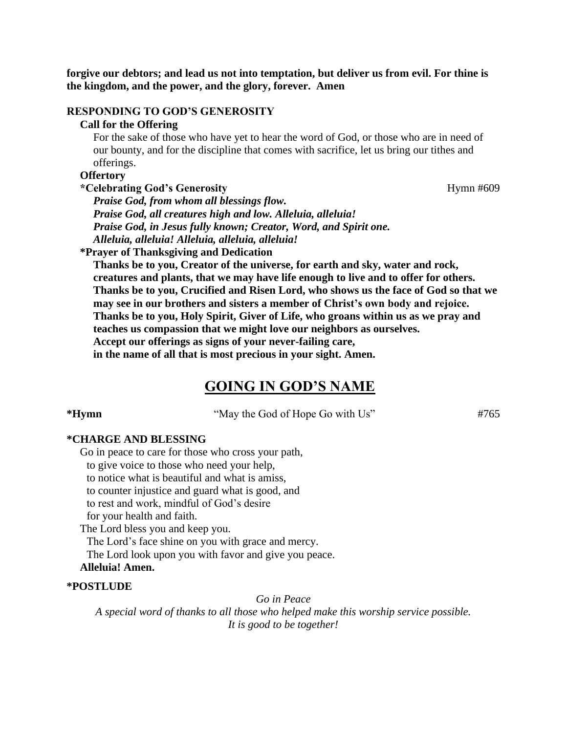**forgive our debtors; and lead us not into temptation, but deliver us from evil. For thine is the kingdom, and the power, and the glory, forever. Amen**

**RESPONDING TO GOD'S GENEROSITY**

**Call for the Offering**

For the sake of those who have yet to hear the word of God, or those who are in need of our bounty, and for the discipline that comes with sacrifice, let us bring our tithes and offerings.

**Offertory**

**\*Celebrating God's Generosity** Hymn #609

***Praise God, from whom all blessings flow.***
***Praise God, all creatures high and low. Alleluia, alleluia!***
***Praise God, in Jesus fully known; Creator, Word, and Spirit one.***
***Alleluia, alleluia! Alleluia, alleluia, alleluia!***

**\*Prayer of Thanksgiving and Dedication**

**Thanks be to you, Creator of the universe, for earth and sky, water and rock, creatures and plants, that we may have life enough to live and to offer for others.**
**Thanks be to you, Crucified and Risen Lord, who shows us the face of God so that we may see in our brothers and sisters a member of Christ's own body and rejoice.**
**Thanks be to you, Holy Spirit, Giver of Life, who groans within us as we pray and teaches us compassion that we might love our neighbors as ourselves.**
**Accept our offerings as signs of your never-failing care,**
**in the name of all that is most precious in your sight. Amen.**

## GOING IN GOD'S NAME

**\*Hymn** "May the God of Hope Go with Us" #765

**\*CHARGE AND BLESSING**

Go in peace to care for those who cross your path,
to give voice to those who need your help,
to notice what is beautiful and what is amiss,
to counter injustice and guard what is good, and
to rest and work, mindful of God's desire
for your health and faith.

The Lord bless you and keep you.
The Lord's face shine on you with grace and mercy.
The Lord look upon you with favor and give you peace.

**Alleluia! Amen.**

**\*POSTLUDE**

*Go in Peace*

*A special word of thanks to all those who helped make this worship service possible.*
*It is good to be together!*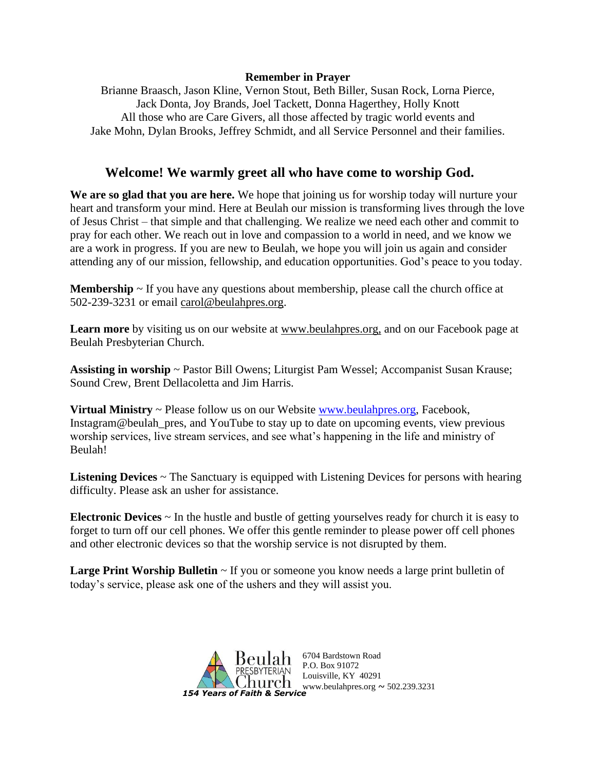**Remember in Prayer**

Brianne Braasch, Jason Kline, Vernon Stout, Beth Biller, Susan Rock, Lorna Pierce, Jack Donta, Joy Brands, Joel Tackett, Donna Hagerthey, Holly Knott
All those who are Care Givers, all those affected by tragic world events and
Jake Mohn, Dylan Brooks, Jeffrey Schmidt, and all Service Personnel and their families.

## Welcome! We warmly greet all who have come to worship God.

**We are so glad that you are here.** We hope that joining us for worship today will nurture your heart and transform your mind. Here at Beulah our mission is transforming lives through the love of Jesus Christ – that simple and that challenging. We realize we need each other and commit to pray for each other. We reach out in love and compassion to a world in need, and we know we are a work in progress. If you are new to Beulah, we hope you will join us again and consider attending any of our mission, fellowship, and education opportunities. God's peace to you today.

**Membership** ~ If you have any questions about membership, please call the church office at 502-239-3231 or email carol@beulahpres.org.

**Learn more** by visiting us on our website at www.beulahpres.org, and on our Facebook page at Beulah Presbyterian Church.

**Assisting in worship** ~ Pastor Bill Owens; Liturgist Pam Wessel; Accompanist Susan Krause; Sound Crew, Brent Dellacoletta and Jim Harris.

**Virtual Ministry** ~ Please follow us on our Website www.beulahpres.org, Facebook, Instagram@beulah_pres, and YouTube to stay up to date on upcoming events, view previous worship services, live stream services, and see what's happening in the life and ministry of Beulah!

**Listening Devices** ~ The Sanctuary is equipped with Listening Devices for persons with hearing difficulty. Please ask an usher for assistance.

**Electronic Devices** ~ In the hustle and bustle of getting yourselves ready for church it is easy to forget to turn off our cell phones. We offer this gentle reminder to please power off cell phones and other electronic devices so that the worship service is not disrupted by them.

**Large Print Worship Bulletin** ~ If you or someone you know needs a large print bulletin of today's service, please ask one of the ushers and they will assist you.

Beulah Presbyterian Church
*154 Years of Faith & Service*

6704 Bardstown Road
P.O. Box 91072
Louisville, KY 40291
www.beulahpres.org ~ 502.239.3231